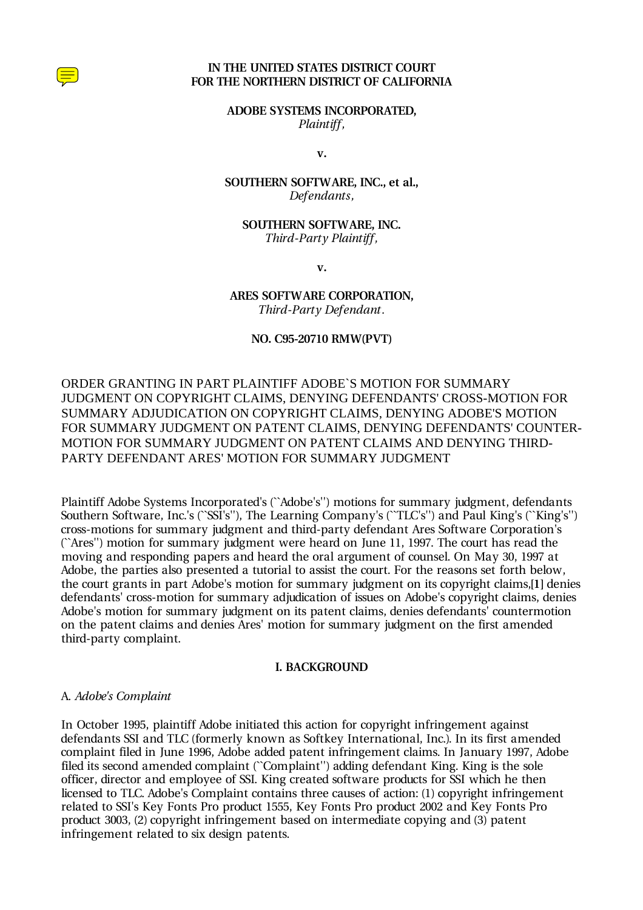**IN THE UNITED STATES DISTRICT COURT**
**FOR THE NORTHERN DISTRICT OF CALIFORNIA**

**ADOBE SYSTEMS INCORPORATED,**
*Plaintiff,*

**v.**

**SOUTHERN SOFTWARE, INC., et al.,**
*Defendants,*

**SOUTHERN SOFTWARE, INC.**
*Third-Party Plaintiff,*

**v.**

**ARES SOFTWARE CORPORATION,**
*Third-Party Defendant.*

**NO. C95-20710 RMW(PVT)**

ORDER GRANTING IN PART PLAINTIFF ADOBE`S MOTION FOR SUMMARY JUDGMENT ON COPYRIGHT CLAIMS, DENYING DEFENDANTS' CROSS-MOTION FOR SUMMARY ADJUDICATION ON COPYRIGHT CLAIMS, DENYING ADOBE'S MOTION FOR SUMMARY JUDGMENT ON PATENT CLAIMS, DENYING DEFENDANTS' COUNTER-MOTION FOR SUMMARY JUDGMENT ON PATENT CLAIMS AND DENYING THIRD-PARTY DEFENDANT ARES' MOTION FOR SUMMARY JUDGMENT

Plaintiff Adobe Systems Incorporated's (``Adobe's'') motions for summary judgment, defendants Southern Software, Inc.'s (``SSI's''), The Learning Company's (``TLC's'') and Paul King's (``King's'') cross-motions for summary judgment and third-party defendant Ares Software Corporation's (``Ares'') motion for summary judgment were heard on June 11, 1997. The court has read the moving and responding papers and heard the oral argument of counsel. On May 30, 1997 at Adobe, the parties also presented a tutorial to assist the court. For the reasons set forth below, the court grants in part Adobe's motion for summary judgment on its copyright claims,[**1**] denies defendants' cross-motion for summary adjudication of issues on Adobe's copyright claims, denies Adobe's motion for summary judgment on its patent claims, denies defendants' countermotion on the patent claims and denies Ares' motion for summary judgment on the first amended third-party complaint.

## I. BACKGROUND

A. *Adobe's Complaint*

In October 1995, plaintiff Adobe initiated this action for copyright infringement against defendants SSI and TLC (formerly known as Softkey International, Inc.). In its first amended complaint filed in June 1996, Adobe added patent infringement claims. In January 1997, Adobe filed its second amended complaint (``Complaint'') adding defendant King. King is the sole officer, director and employee of SSI. King created software products for SSI which he then licensed to TLC. Adobe's Complaint contains three causes of action: (1) copyright infringement related to SSI's Key Fonts Pro product 1555, Key Fonts Pro product 2002 and Key Fonts Pro product 3003, (2) copyright infringement based on intermediate copying and (3) patent infringement related to six design patents.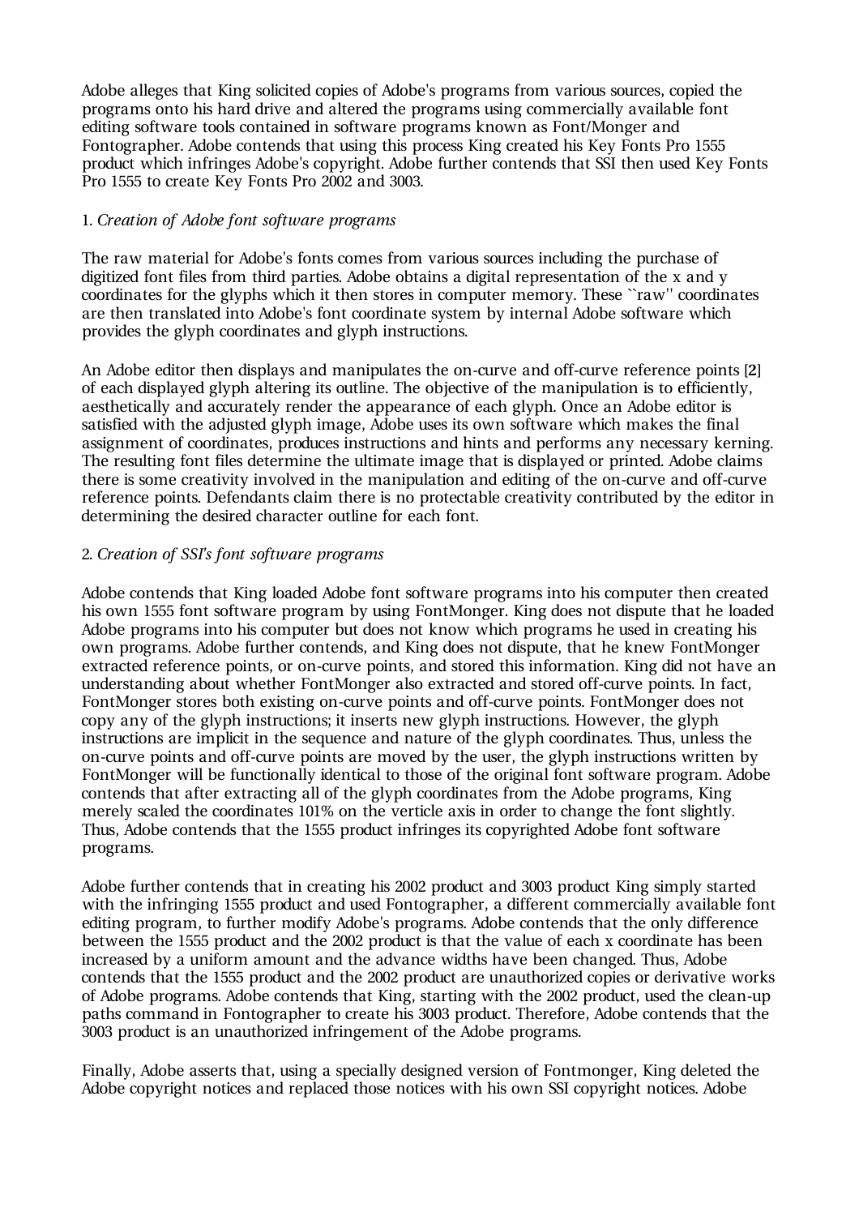Adobe alleges that King solicited copies of Adobe's programs from various sources, copied the programs onto his hard drive and altered the programs using commercially available font editing software tools contained in software programs known as Font/Monger and Fontographer. Adobe contends that using this process King created his Key Fonts Pro 1555 product which infringes Adobe's copyright. Adobe further contends that SSI then used Key Fonts Pro 1555 to create Key Fonts Pro 2002 and 3003.

1. *Creation of Adobe font software programs*

The raw material for Adobe's fonts comes from various sources including the purchase of digitized font files from third parties. Adobe obtains a digital representation of the x and y coordinates for the glyphs which it then stores in computer memory. These ``raw'' coordinates are then translated into Adobe's font coordinate system by internal Adobe software which provides the glyph coordinates and glyph instructions.

An Adobe editor then displays and manipulates the on-curve and off-curve reference points [2] of each displayed glyph altering its outline. The objective of the manipulation is to efficiently, aesthetically and accurately render the appearance of each glyph. Once an Adobe editor is satisfied with the adjusted glyph image, Adobe uses its own software which makes the final assignment of coordinates, produces instructions and hints and performs any necessary kerning. The resulting font files determine the ultimate image that is displayed or printed. Adobe claims there is some creativity involved in the manipulation and editing of the on-curve and off-curve reference points. Defendants claim there is no protectable creativity contributed by the editor in determining the desired character outline for each font.

2. *Creation of SSI's font software programs*

Adobe contends that King loaded Adobe font software programs into his computer then created his own 1555 font software program by using FontMonger. King does not dispute that he loaded Adobe programs into his computer but does not know which programs he used in creating his own programs. Adobe further contends, and King does not dispute, that he knew FontMonger extracted reference points, or on-curve points, and stored this information. King did not have an understanding about whether FontMonger also extracted and stored off-curve points. In fact, FontMonger stores both existing on-curve points and off-curve points. FontMonger does not copy any of the glyph instructions; it inserts new glyph instructions. However, the glyph instructions are implicit in the sequence and nature of the glyph coordinates. Thus, unless the on-curve points and off-curve points are moved by the user, the glyph instructions written by FontMonger will be functionally identical to those of the original font software program. Adobe contends that after extracting all of the glyph coordinates from the Adobe programs, King merely scaled the coordinates 101% on the verticle axis in order to change the font slightly. Thus, Adobe contends that the 1555 product infringes its copyrighted Adobe font software programs.

Adobe further contends that in creating his 2002 product and 3003 product King simply started with the infringing 1555 product and used Fontographer, a different commercially available font editing program, to further modify Adobe's programs. Adobe contends that the only difference between the 1555 product and the 2002 product is that the value of each x coordinate has been increased by a uniform amount and the advance widths have been changed. Thus, Adobe contends that the 1555 product and the 2002 product are unauthorized copies or derivative works of Adobe programs. Adobe contends that King, starting with the 2002 product, used the clean-up paths command in Fontographer to create his 3003 product. Therefore, Adobe contends that the 3003 product is an unauthorized infringement of the Adobe programs.

Finally, Adobe asserts that, using a specially designed version of Fontmonger, King deleted the Adobe copyright notices and replaced those notices with his own SSI copyright notices. Adobe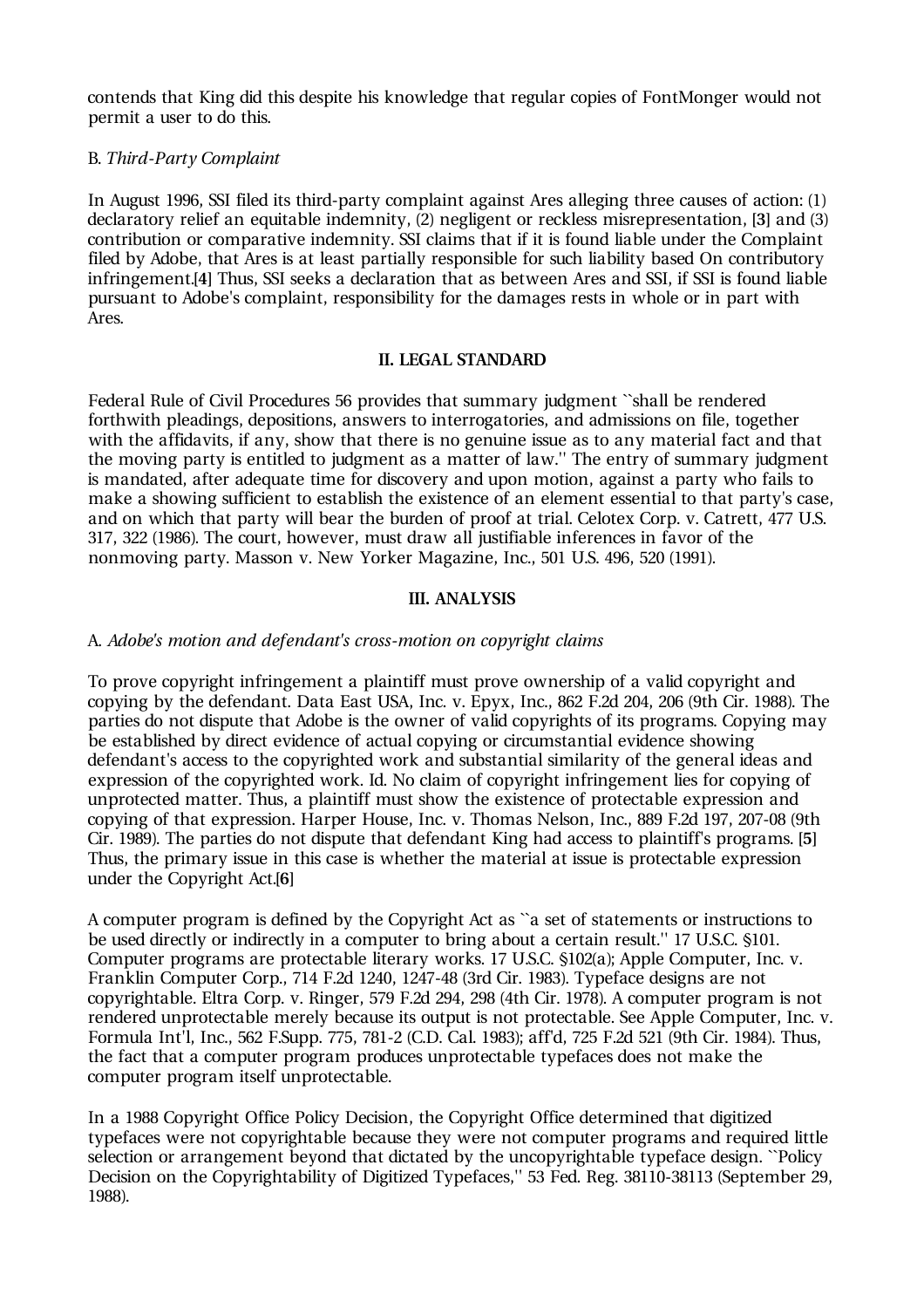contends that King did this despite his knowledge that regular copies of FontMonger would not permit a user to do this.

B. *Third-Party Complaint*

In August 1996, SSI filed its third-party complaint against Ares alleging three causes of action: (1) declaratory relief an equitable indemnity, (2) negligent or reckless misrepresentation, [**3**] and (3) contribution or comparative indemnity. SSI claims that if it is found liable under the Complaint filed by Adobe, that Ares is at least partially responsible for such liability based On contributory infringement.[**4**] Thus, SSI seeks a declaration that as between Ares and SSI, if SSI is found liable pursuant to Adobe's complaint, responsibility for the damages rests in whole or in part with Ares.

## II. LEGAL STANDARD

Federal Rule of Civil Procedures 56 provides that summary judgment ``shall be rendered forthwith pleadings, depositions, answers to interrogatories, and admissions on file, together with the affidavits, if any, show that there is no genuine issue as to any material fact and that the moving party is entitled to judgment as a matter of law.'' The entry of summary judgment is mandated, after adequate time for discovery and upon motion, against a party who fails to make a showing sufficient to establish the existence of an element essential to that party's case, and on which that party will bear the burden of proof at trial. Celotex Corp. v. Catrett, 477 U.S. 317, 322 (1986). The court, however, must draw all justifiable inferences in favor of the nonmoving party. Masson v. New Yorker Magazine, Inc., 501 U.S. 496, 520 (1991).

## III. ANALYSIS

A. *Adobe's motion and defendant's cross-motion on copyright claims*

To prove copyright infringement a plaintiff must prove ownership of a valid copyright and copying by the defendant. Data East USA, Inc. v. Epyx, Inc., 862 F.2d 204, 206 (9th Cir. 1988). The parties do not dispute that Adobe is the owner of valid copyrights of its programs. Copying may be established by direct evidence of actual copying or circumstantial evidence showing defendant's access to the copyrighted work and substantial similarity of the general ideas and expression of the copyrighted work. Id. No claim of copyright infringement lies for copying of unprotected matter. Thus, a plaintiff must show the existence of protectable expression and copying of that expression. Harper House, Inc. v. Thomas Nelson, Inc., 889 F.2d 197, 207-08 (9th Cir. 1989). The parties do not dispute that defendant King had access to plaintiff's programs. [**5**] Thus, the primary issue in this case is whether the material at issue is protectable expression under the Copyright Act.[**6**]

A computer program is defined by the Copyright Act as ``a set of statements or instructions to be used directly or indirectly in a computer to bring about a certain result.'' 17 U.S.C. §101. Computer programs are protectable literary works. 17 U.S.C. §102(a); Apple Computer, Inc. v. Franklin Computer Corp., 714 F.2d 1240, 1247-48 (3rd Cir. 1983). Typeface designs are not copyrightable. Eltra Corp. v. Ringer, 579 F.2d 294, 298 (4th Cir. 1978). A computer program is not rendered unprotectable merely because its output is not protectable. See Apple Computer, Inc. v. Formula Int'l, Inc., 562 F.Supp. 775, 781-2 (C.D. Cal. 1983); aff'd, 725 F.2d 521 (9th Cir. 1984). Thus, the fact that a computer program produces unprotectable typefaces does not make the computer program itself unprotectable.

In a 1988 Copyright Office Policy Decision, the Copyright Office determined that digitized typefaces were not copyrightable because they were not computer programs and required little selection or arrangement beyond that dictated by the uncopyrightable typeface design. ``Policy Decision on the Copyrightability of Digitized Typefaces,'' 53 Fed. Reg. 38110-38113 (September 29, 1988).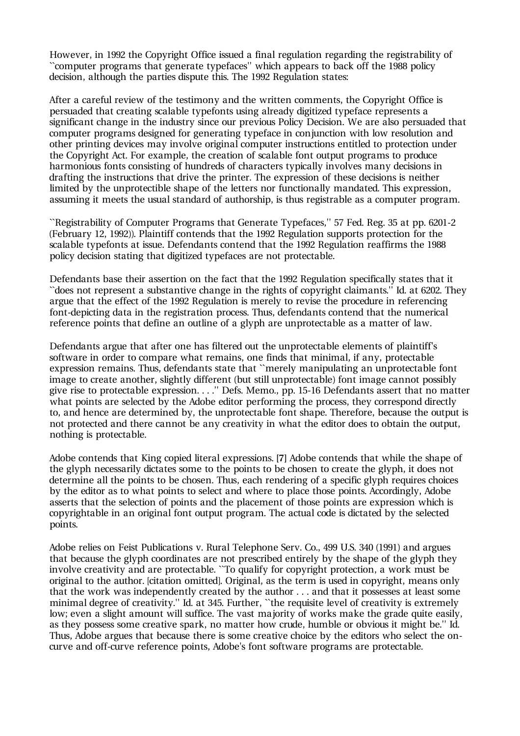However, in 1992 the Copyright Office issued a final regulation regarding the registrability of ``computer programs that generate typefaces'' which appears to back off the 1988 policy decision, although the parties dispute this. The 1992 Regulation states:

After a careful review of the testimony and the written comments, the Copyright Office is persuaded that creating scalable typefonts using already digitized typeface represents a significant change in the industry since our previous Policy Decision. We are also persuaded that computer programs designed for generating typeface in conjunction with low resolution and other printing devices may involve original computer instructions entitled to protection under the Copyright Act. For example, the creation of scalable font output programs to produce harmonious fonts consisting of hundreds of characters typically involves many decisions in drafting the instructions that drive the printer. The expression of these decisions is neither limited by the unprotectible shape of the letters nor functionally mandated. This expression, assuming it meets the usual standard of authorship, is thus registrable as a computer program.

``Registrability of Computer Programs that Generate Typefaces,'' 57 Fed. Reg. 35 at pp. 6201-2 (February 12, 1992)). Plaintiff contends that the 1992 Regulation supports protection for the scalable typefonts at issue. Defendants contend that the 1992 Regulation reaffirms the 1988 policy decision stating that digitized typefaces are not protectable.

Defendants base their assertion on the fact that the 1992 Regulation specifically states that it ``does not represent a substantive change in the rights of copyright claimants.'' Id. at 6202. They argue that the effect of the 1992 Regulation is merely to revise the procedure in referencing font-depicting data in the registration process. Thus, defendants contend that the numerical reference points that define an outline of a glyph are unprotectable as a matter of law.

Defendants argue that after one has filtered out the unprotectable elements of plaintiff's software in order to compare what remains, one finds that minimal, if any, protectable expression remains. Thus, defendants state that ``merely manipulating an unprotectable font image to create another, slightly different (but still unprotectable) font image cannot possibly give rise to protectable expression. . . .'' Defs. Memo., pp. 15-16 Defendants assert that no matter what points are selected by the Adobe editor performing the process, they correspond directly to, and hence are determined by, the unprotectable font shape. Therefore, because the output is not protected and there cannot be any creativity in what the editor does to obtain the output, nothing is protectable.

Adobe contends that King copied literal expressions. **[7]** Adobe contends that while the shape of the glyph necessarily dictates some to the points to be chosen to create the glyph, it does not determine all the points to be chosen. Thus, each rendering of a specific glyph requires choices by the editor as to what points to select and where to place those points. Accordingly, Adobe asserts that the selection of points and the placement of those points are expression which is copyrightable in an original font output program. The actual code is dictated by the selected points.

Adobe relies on Feist Publications v. Rural Telephone Serv. Co., 499 U.S. 340 (1991) and argues that because the glyph coordinates are not prescribed entirely by the shape of the glyph they involve creativity and are protectable. ``To qualify for copyright protection, a work must be original to the author. [citation omitted]. Original, as the term is used in copyright, means only that the work was independently created by the author . . . and that it possesses at least some minimal degree of creativity.'' Id. at 345. Further, ``the requisite level of creativity is extremely low; even a slight amount will suffice. The vast majority of works make the grade quite easily, as they possess some creative spark, no matter how crude, humble or obvious it might be.'' Id. Thus, Adobe argues that because there is some creative choice by the editors who select the on-curve and off-curve reference points, Adobe's font software programs are protectable.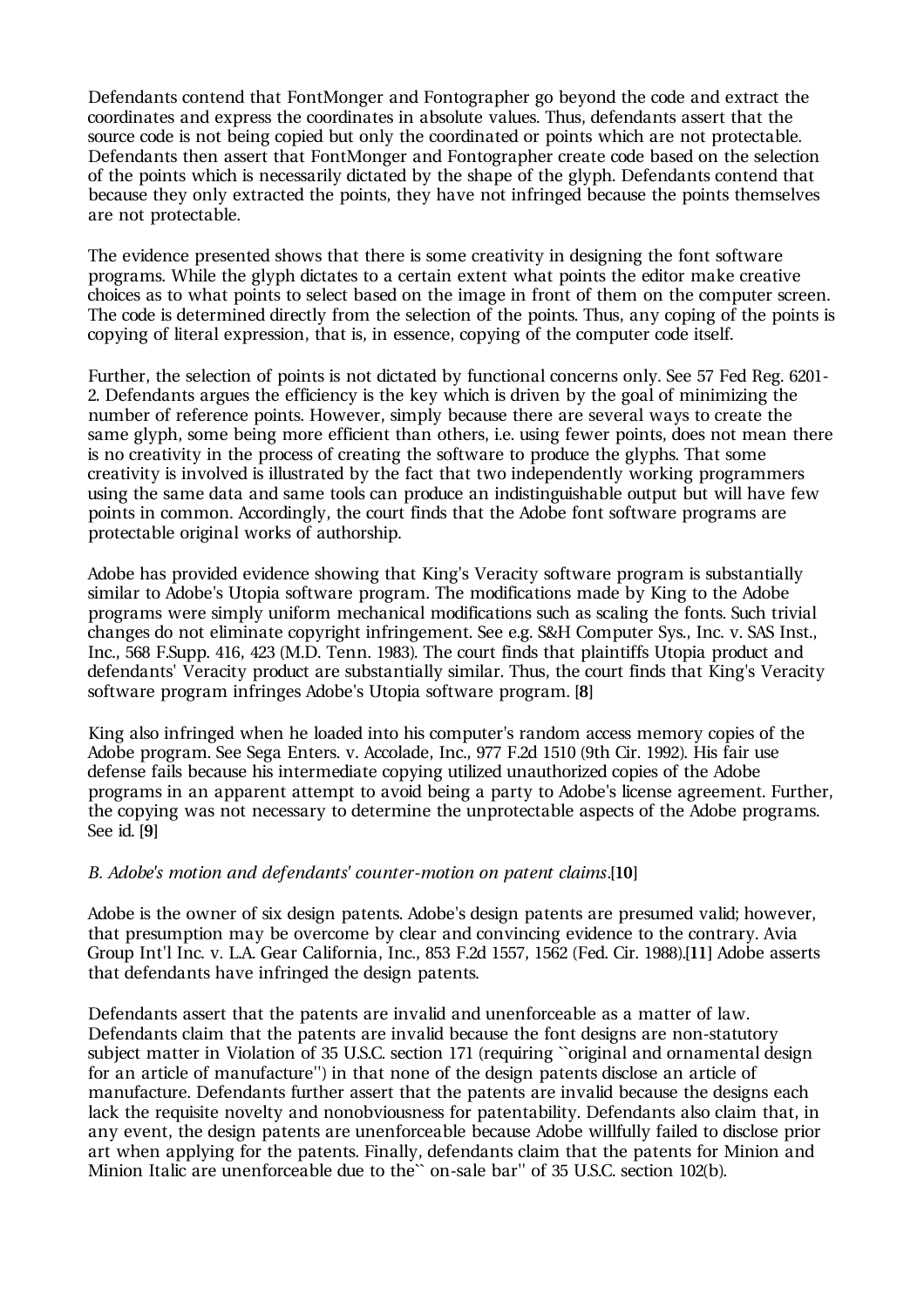Defendants contend that FontMonger and Fontographer go beyond the code and extract the coordinates and express the coordinates in absolute values. Thus, defendants assert that the source code is not being copied but only the coordinated or points which are not protectable. Defendants then assert that FontMonger and Fontographer create code based on the selection of the points which is necessarily dictated by the shape of the glyph. Defendants contend that because they only extracted the points, they have not infringed because the points themselves are not protectable.

The evidence presented shows that there is some creativity in designing the font software programs. While the glyph dictates to a certain extent what points the editor make creative choices as to what points to select based on the image in front of them on the computer screen. The code is determined directly from the selection of the points. Thus, any coping of the points is copying of literal expression, that is, in essence, copying of the computer code itself.

Further, the selection of points is not dictated by functional concerns only. See 57 Fed Reg. 6201-2. Defendants argues the efficiency is the key which is driven by the goal of minimizing the number of reference points. However, simply because there are several ways to create the same glyph, some being more efficient than others, i.e. using fewer points, does not mean there is no creativity in the process of creating the software to produce the glyphs. That some creativity is involved is illustrated by the fact that two independently working programmers using the same data and same tools can produce an indistinguishable output but will have few points in common. Accordingly, the court finds that the Adobe font software programs are protectable original works of authorship.

Adobe has provided evidence showing that King's Veracity software program is substantially similar to Adobe's Utopia software program. The modifications made by King to the Adobe programs were simply uniform mechanical modifications such as scaling the fonts. Such trivial changes do not eliminate copyright infringement. See e.g. S&H Computer Sys., Inc. v. SAS Inst., Inc., 568 F.Supp. 416, 423 (M.D. Tenn. 1983). The court finds that plaintiffs Utopia product and defendants' Veracity product are substantially similar. Thus, the court finds that King's Veracity software program infringes Adobe's Utopia software program. [**8**]

King also infringed when he loaded into his computer's random access memory copies of the Adobe program. See Sega Enters. v. Accolade, Inc., 977 F.2d 1510 (9th Cir. 1992). His fair use defense fails because his intermediate copying utilized unauthorized copies of the Adobe programs in an apparent attempt to avoid being a party to Adobe's license agreement. Further, the copying was not necessary to determine the unprotectable aspects of the Adobe programs. See id. [**9**]

*B. Adobe's motion and defendants' counter-motion on patent claims*.[**10**]

Adobe is the owner of six design patents. Adobe's design patents are presumed valid; however, that presumption may be overcome by clear and convincing evidence to the contrary. Avia Group Int'l Inc. v. L.A. Gear California, Inc., 853 F.2d 1557, 1562 (Fed. Cir. 1988).[**11**] Adobe asserts that defendants have infringed the design patents.

Defendants assert that the patents are invalid and unenforceable as a matter of law. Defendants claim that the patents are invalid because the font designs are non-statutory subject matter in Violation of 35 U.S.C. section 171 (requiring ``original and ornamental design for an article of manufacture'') in that none of the design patents disclose an article of manufacture. Defendants further assert that the patents are invalid because the designs each lack the requisite novelty and nonobviousness for patentability. Defendants also claim that, in any event, the design patents are unenforceable because Adobe willfully failed to disclose prior art when applying for the patents. Finally, defendants claim that the patents for Minion and Minion Italic are unenforceable due to the`` on-sale bar'' of 35 U.S.C. section 102(b).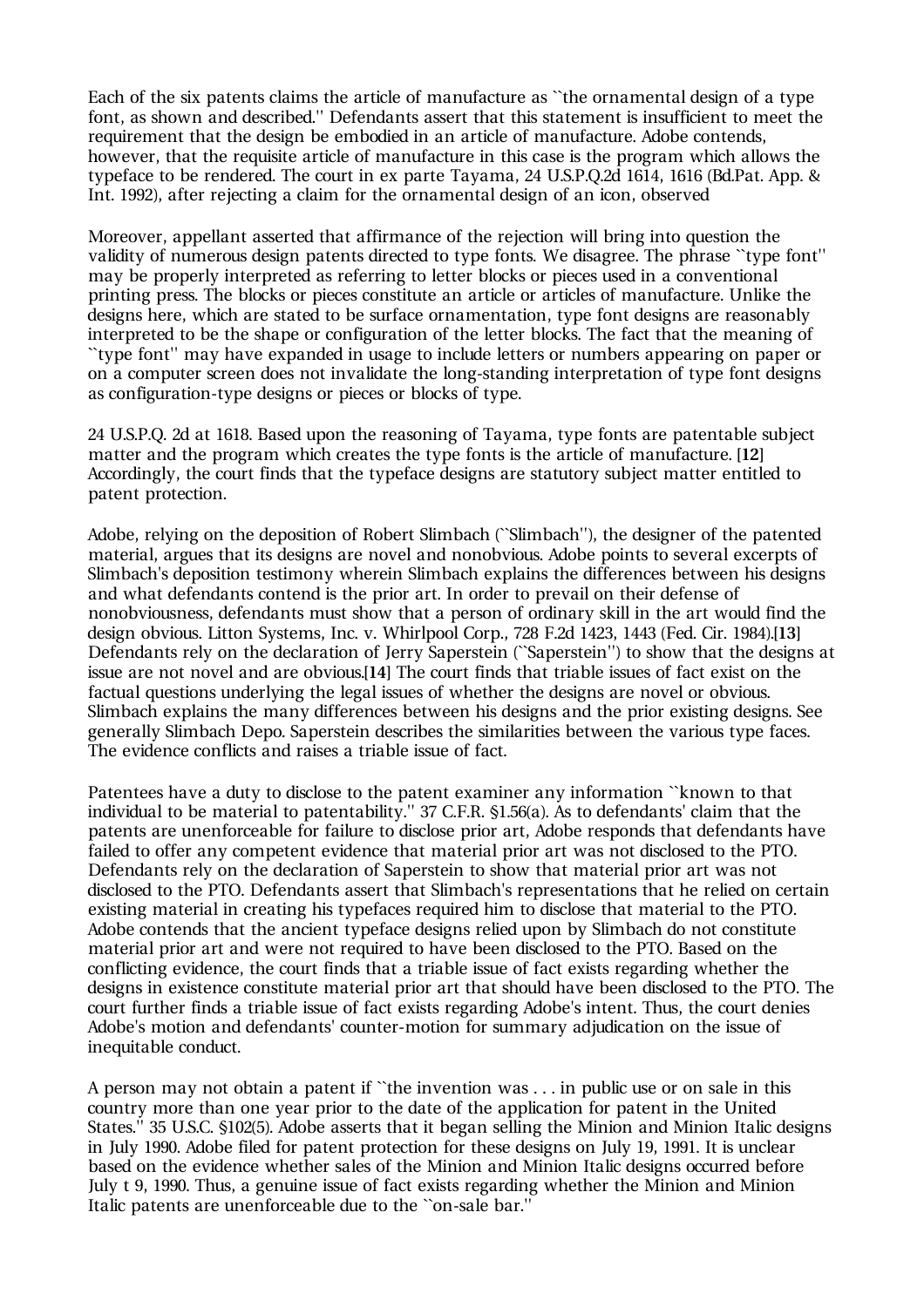Each of the six patents claims the article of manufacture as ``the ornamental design of a type font, as shown and described.'' Defendants assert that this statement is insufficient to meet the requirement that the design be embodied in an article of manufacture. Adobe contends, however, that the requisite article of manufacture in this case is the program which allows the typeface to be rendered. The court in ex parte Tayama, 24 U.S.P.Q.2d 1614, 1616 (Bd.Pat. App. & Int. 1992), after rejecting a claim for the ornamental design of an icon, observed

Moreover, appellant asserted that affirmance of the rejection will bring into question the validity of numerous design patents directed to type fonts. We disagree. The phrase ``type font'' may be properly interpreted as referring to letter blocks or pieces used in a conventional printing press. The blocks or pieces constitute an article or articles of manufacture. Unlike the designs here, which are stated to be surface ornamentation, type font designs are reasonably interpreted to be the shape or configuration of the letter blocks. The fact that the meaning of ``type font'' may have expanded in usage to include letters or numbers appearing on paper or on a computer screen does not invalidate the long-standing interpretation of type font designs as configuration-type designs or pieces or blocks of type.

24 U.S.P.Q. 2d at 1618. Based upon the reasoning of Tayama, type fonts are patentable subject matter and the program which creates the type fonts is the article of manufacture. [**12**] Accordingly, the court finds that the typeface designs are statutory subject matter entitled to patent protection.

Adobe, relying on the deposition of Robert Slimbach (``Slimbach''), the designer of the patented material, argues that its designs are novel and nonobvious. Adobe points to several excerpts of Slimbach's deposition testimony wherein Slimbach explains the differences between his designs and what defendants contend is the prior art. In order to prevail on their defense of nonobviousness, defendants must show that a person of ordinary skill in the art would find the design obvious. Litton Systems, Inc. v. Whirlpool Corp., 728 F.2d 1423, 1443 (Fed. Cir. 1984).[**13**] Defendants rely on the declaration of Jerry Saperstein (``Saperstein'') to show that the designs at issue are not novel and are obvious.[**14**] The court finds that triable issues of fact exist on the factual questions underlying the legal issues of whether the designs are novel or obvious. Slimbach explains the many differences between his designs and the prior existing designs. See generally Slimbach Depo. Saperstein describes the similarities between the various type faces. The evidence conflicts and raises a triable issue of fact.

Patentees have a duty to disclose to the patent examiner any information ``known to that individual to be material to patentability.'' 37 C.F.R. §1.56(a). As to defendants' claim that the patents are unenforceable for failure to disclose prior art, Adobe responds that defendants have failed to offer any competent evidence that material prior art was not disclosed to the PTO. Defendants rely on the declaration of Saperstein to show that material prior art was not disclosed to the PTO. Defendants assert that Slimbach's representations that he relied on certain existing material in creating his typefaces required him to disclose that material to the PTO. Adobe contends that the ancient typeface designs relied upon by Slimbach do not constitute material prior art and were not required to have been disclosed to the PTO. Based on the conflicting evidence, the court finds that a triable issue of fact exists regarding whether the designs in existence constitute material prior art that should have been disclosed to the PTO. The court further finds a triable issue of fact exists regarding Adobe's intent. Thus, the court denies Adobe's motion and defendants' counter-motion for summary adjudication on the issue of inequitable conduct.

A person may not obtain a patent if ``the invention was . . . in public use or on sale in this country more than one year prior to the date of the application for patent in the United States.'' 35 U.S.C. §102(5). Adobe asserts that it began selling the Minion and Minion Italic designs in July 1990. Adobe filed for patent protection for these designs on July 19, 1991. It is unclear based on the evidence whether sales of the Minion and Minion Italic designs occurred before July t 9, 1990. Thus, a genuine issue of fact exists regarding whether the Minion and Minion Italic patents are unenforceable due to the ``on-sale bar.''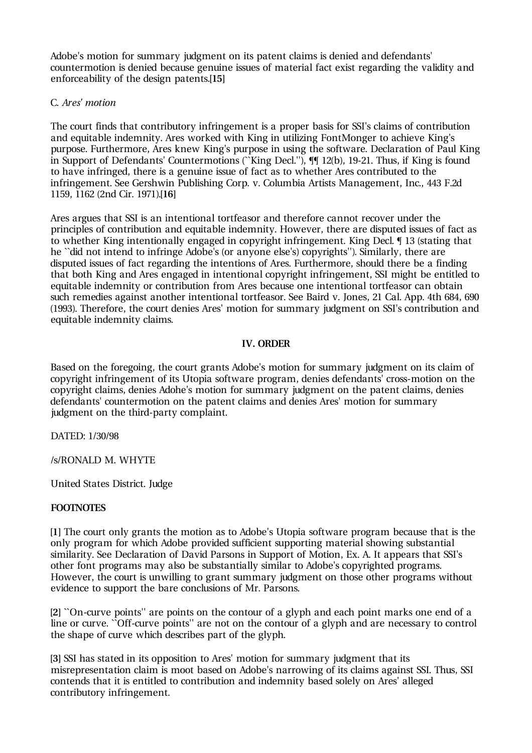Adobe's motion for summary judgment on its patent claims is denied and defendants' countermotion is denied because genuine issues of material fact exist regarding the validity and enforceability of the design patents.[15]

C. *Ares' motion*

The court finds that contributory infringement is a proper basis for SSI's claims of contribution and equitable indemnity. Ares worked with King in utilizing FontMonger to achieve King's purpose. Furthermore, Ares knew King's purpose in using the software. Declaration of Paul King in Support of Defendants' Countermotions (``King Decl.''), ¶¶ 12(b), 19-21. Thus, if King is found to have infringed, there is a genuine issue of fact as to whether Ares contributed to the infringement. See Gershwin Publishing Corp. v. Columbia Artists Management, Inc., 443 F.2d 1159, 1162 (2nd Cir. 1971).[16]

Ares argues that SSI is an intentional tortfeasor and therefore cannot recover under the principles of contribution and equitable indemnity. However, there are disputed issues of fact as to whether King intentionally engaged in copyright infringement. King Decl. ¶ 13 (stating that he ``did not intend to infringe Adobe's (or anyone else's) copyrights''). Similarly, there are disputed issues of fact regarding the intentions of Ares. Furthermore, should there be a finding that both King and Ares engaged in intentional copyright infringement, SSI might be entitled to equitable indemnity or contribution from Ares because one intentional tortfeasor can obtain such remedies against another intentional tortfeasor. See Baird v. Jones, 21 Cal. App. 4th 684, 690 (1993). Therefore, the court denies Ares' motion for summary judgment on SSI's contribution and equitable indemnity claims.

## IV. ORDER

Based on the foregoing, the court grants Adobe's motion for summary judgment on its claim of copyright infringement of its Utopia software program, denies defendants' cross-motion on the copyright claims, denies Adohe's motion for summary judgment on the patent claims, denies defendants' countermotion on the patent claims and denies Ares' motion for summary judgment on the third-party complaint.

DATED: 1/30/98

/s/RONALD M. WHYTE

United States District. Judge

**FOOTNOTES**

[1] The court only grants the motion as to Adobe's Utopia software program because that is the only program for which Adobe provided sufficient supporting material showing substantial similarity. See Declaration of David Parsons in Support of Motion, Ex. A. It appears that SSI's other font programs may also be substantially similar to Adobe's copyrighted programs. However, the court is unwilling to grant summary judgment on those other programs without evidence to support the bare conclusions of Mr. Parsons.

[2] ``On-curve points'' are points on the contour of a glyph and each point marks one end of a line or curve. ``Off-curve points'' are not on the contour of a glyph and are necessary to control the shape of curve which describes part of the glyph.

[3] SSI has stated in its opposition to Ares' motion for summary judgment that its misrepresentation claim is moot based on Adobe's narrowing of its claims against SSI. Thus, SSI contends that it is entitled to contribution and indemnity based solely on Ares' alleged contributory infringement.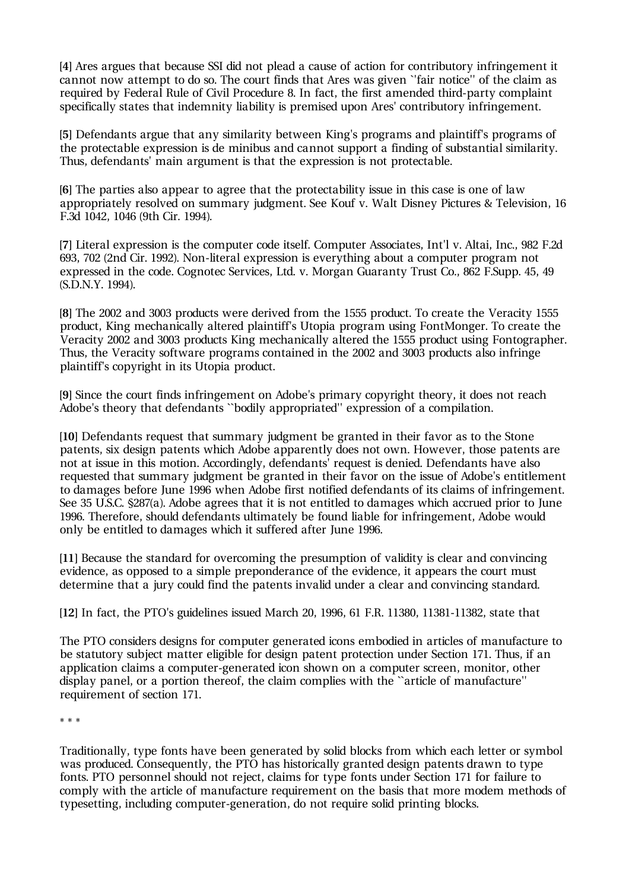[4] Ares argues that because SSI did not plead a cause of action for contributory infringement it cannot now attempt to do so. The court finds that Ares was given ``fair notice'' of the claim as required by Federal Rule of Civil Procedure 8. In fact, the first amended third-party complaint specifically states that indemnity liability is premised upon Ares' contributory infringement.

[5] Defendants argue that any similarity between King's programs and plaintiff's programs of the protectable expression is de minibus and cannot support a finding of substantial similarity. Thus, defendants' main argument is that the expression is not protectable.

[6] The parties also appear to agree that the protectability issue in this case is one of law appropriately resolved on summary judgment. See Kouf v. Walt Disney Pictures & Television, 16 F.3d 1042, 1046 (9th Cir. 1994).

[7] Literal expression is the computer code itself. Computer Associates, Int'l v. Altai, Inc., 982 F.2d 693, 702 (2nd Cir. 1992). Non-literal expression is everything about a computer program not expressed in the code. Cognotec Services, Ltd. v. Morgan Guaranty Trust Co., 862 F.Supp. 45, 49 (S.D.N.Y. 1994).

[8] The 2002 and 3003 products were derived from the 1555 product. To create the Veracity 1555 product, King mechanically altered plaintiff's Utopia program using FontMonger. To create the Veracity 2002 and 3003 products King mechanically altered the 1555 product using Fontographer. Thus, the Veracity software programs contained in the 2002 and 3003 products also infringe plaintiff's copyright in its Utopia product.

[9] Since the court finds infringement on Adobe's primary copyright theory, it does not reach Adobe's theory that defendants ``bodily appropriated'' expression of a compilation.

[10] Defendants request that summary judgment be granted in their favor as to the Stone patents, six design patents which Adobe apparently does not own. However, those patents are not at issue in this motion. Accordingly, defendants' request is denied. Defendants have also requested that summary judgment be granted in their favor on the issue of Adobe's entitlement to damages before June 1996 when Adobe first notified defendants of its claims of infringement. See 35 U.S.C. §287(a). Adobe agrees that it is not entitled to damages which accrued prior to June 1996. Therefore, should defendants ultimately be found liable for infringement, Adobe would only be entitled to damages which it suffered after June 1996.

[11] Because the standard for overcoming the presumption of validity is clear and convincing evidence, as opposed to a simple preponderance of the evidence, it appears the court must determine that a jury could find the patents invalid under a clear and convincing standard.

[12] In fact, the PTO's guidelines issued March 20, 1996, 61 F.R. 11380, 11381-11382, state that

The PTO considers designs for computer generated icons embodied in articles of manufacture to be statutory subject matter eligible for design patent protection under Section 171. Thus, if an application claims a computer-generated icon shown on a computer screen, monitor, other display panel, or a portion thereof, the claim complies with the ``article of manufacture'' requirement of section 171.

* * *

Traditionally, type fonts have been generated by solid blocks from which each letter or symbol was produced. Consequently, the PTO has historically granted design patents drawn to type fonts. PTO personnel should not reject, claims for type fonts under Section 171 for failure to comply with the article of manufacture requirement on the basis that more modem methods of typesetting, including computer-generation, do not require solid printing blocks.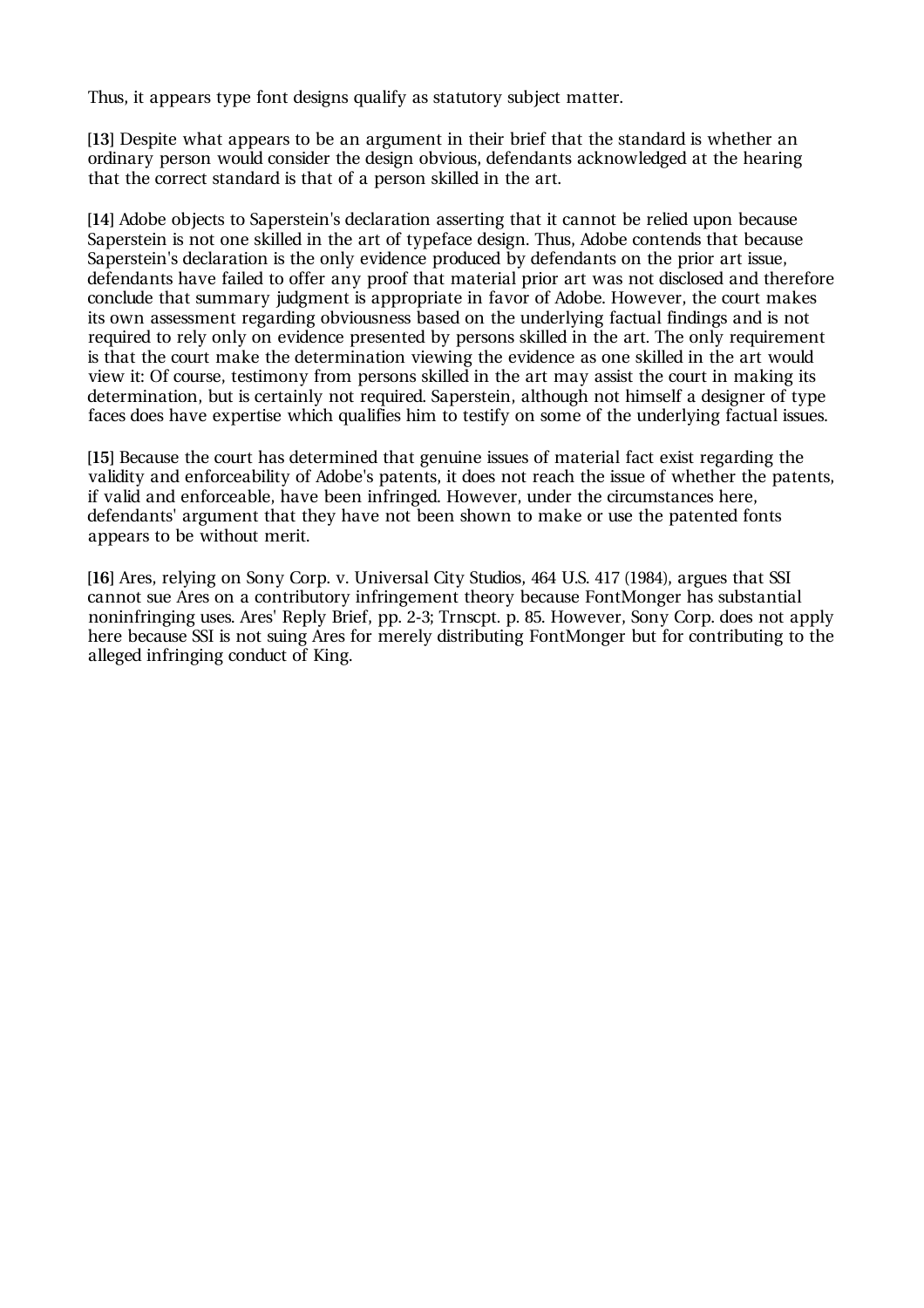Thus, it appears type font designs qualify as statutory subject matter.

[**13**] Despite what appears to be an argument in their brief that the standard is whether an ordinary person would consider the design obvious, defendants acknowledged at the hearing that the correct standard is that of a person skilled in the art.

[**14**] Adobe objects to Saperstein's declaration asserting that it cannot be relied upon because Saperstein is not one skilled in the art of typeface design. Thus, Adobe contends that because Saperstein's declaration is the only evidence produced by defendants on the prior art issue, defendants have failed to offer any proof that material prior art was not disclosed and therefore conclude that summary judgment is appropriate in favor of Adobe. However, the court makes its own assessment regarding obviousness based on the underlying factual findings and is not required to rely only on evidence presented by persons skilled in the art. The only requirement is that the court make the determination viewing the evidence as one skilled in the art would view it: Of course, testimony from persons skilled in the art may assist the court in making its determination, but is certainly not required. Saperstein, although not himself a designer of type faces does have expertise which qualifies him to testify on some of the underlying factual issues.

[**15**] Because the court has determined that genuine issues of material fact exist regarding the validity and enforceability of Adobe's patents, it does not reach the issue of whether the patents, if valid and enforceable, have been infringed. However, under the circumstances here, defendants' argument that they have not been shown to make or use the patented fonts appears to be without merit.

[**16**] Ares, relying on Sony Corp. v. Universal City Studios, 464 U.S. 417 (1984), argues that SSI cannot sue Ares on a contributory infringement theory because FontMonger has substantial noninfringing uses. Ares' Reply Brief, pp. 2-3; Trnscpt. p. 85. However, Sony Corp. does not apply here because SSI is not suing Ares for merely distributing FontMonger but for contributing to the alleged infringing conduct of King.